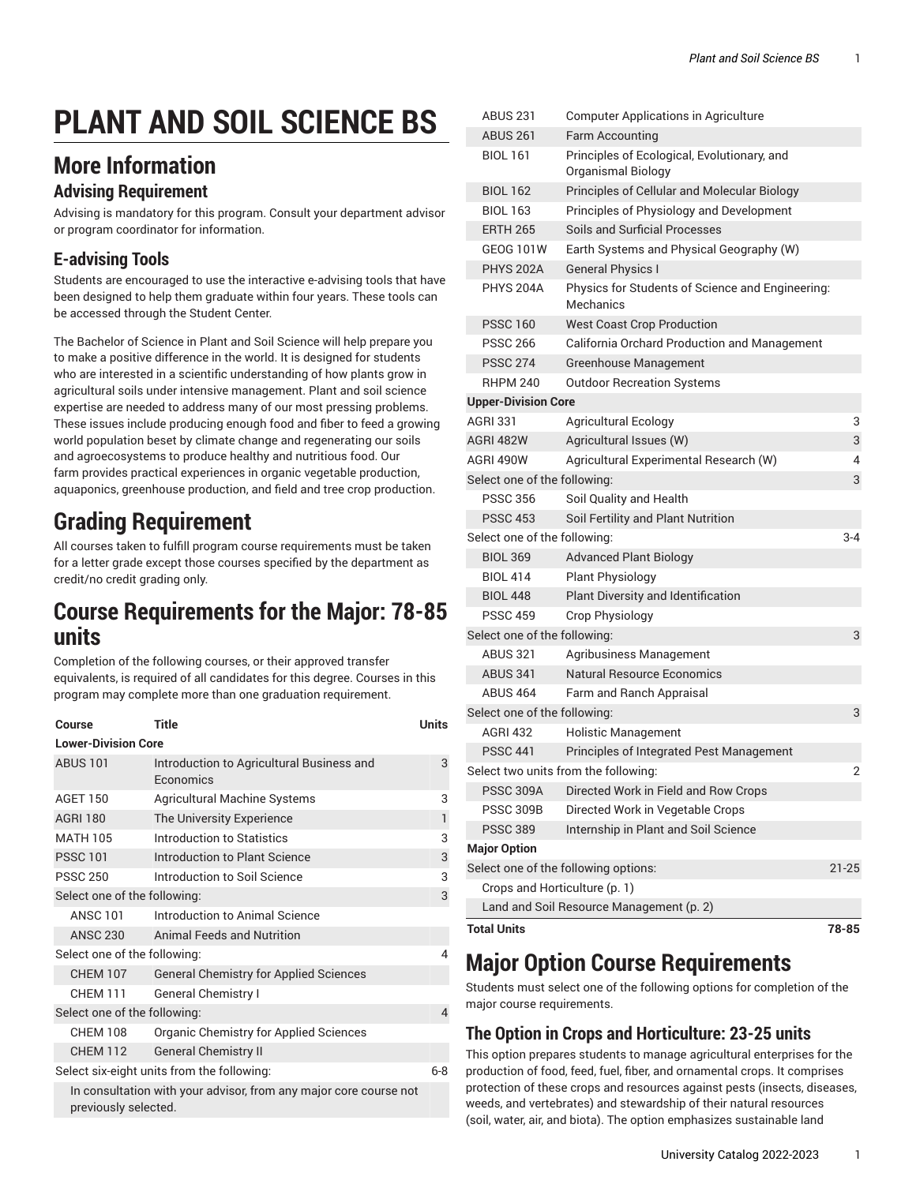# PLANT AND SOIL SCIENCE BS

## More Information

### Advising Requirement

Advising is mandatory for this program. Consult your department advisor or program coordinator for information.

### E-advising Tools

Students are encouraged to use the interactive e-advising tools that have been designed to help them graduate within four years. These tools can be accessed through the Student Center.

The Bachelor of Science in Plant and Soil Science will help prepare you to make a positive difference in the world. It is designed for students who are interested in a scientific understanding of how plants grow in agricultural soils under intensive management. Plant and soil science expertise are needed to address many of our most pressing problems. These issues include producing enough food and fiber to feed a growing world population beset by climate change and regenerating our soils and agroecosystems to produce healthy and nutritious food. Our farm provides practical experiences in organic vegetable production, aquaponics, greenhouse production, and field and tree crop production.

## Grading Requirement

All courses taken to fulfill program course requirements must be taken for a letter grade except those courses specified by the department as credit/no credit grading only.

## Course Requirements for the Major: 78-85 units

Completion of the following courses, or their approved transfer equivalents, is required of all candidates for this degree. Courses in this program may complete more than one graduation requirement.

| Course | Title | Units |
|---|---|---|
| **Lower-Division Core** | | |
| ABUS 101 | Introduction to Agricultural Business and Economics | 3 |
| AGET 150 | Agricultural Machine Systems | 3 |
| AGRI 180 | The University Experience | 1 |
| MATH 105 | Introduction to Statistics | 3 |
| PSSC 101 | Introduction to Plant Science | 3 |
| PSSC 250 | Introduction to Soil Science | 3 |
| Select one of the following: | | 3 |
| ANSC 101 | Introduction to Animal Science | |
| ANSC 230 | Animal Feeds and Nutrition | |
| Select one of the following: | | 4 |
| CHEM 107 | General Chemistry for Applied Sciences | |
| CHEM 111 | General Chemistry I | |
| Select one of the following: | | 4 |
| CHEM 108 | Organic Chemistry for Applied Sciences | |
| CHEM 112 | General Chemistry II | |
| Select six-eight units from the following: | | 6-8 |
| In consultation with your advisor, from any major core course not previously selected. | | |
| ABUS 231 | Computer Applications in Agriculture | |
| ABUS 261 | Farm Accounting | |
| BIOL 161 | Principles of Ecological, Evolutionary, and Organismal Biology | |
| BIOL 162 | Principles of Cellular and Molecular Biology | |
| BIOL 163 | Principles of Physiology and Development | |
| ERTH 265 | Soils and Surficial Processes | |
| GEOG 101W | Earth Systems and Physical Geography (W) | |
| PHYS 202A | General Physics I | |
| PHYS 204A | Physics for Students of Science and Engineering: Mechanics | |
| PSSC 160 | West Coast Crop Production | |
| PSSC 266 | California Orchard Production and Management | |
| PSSC 274 | Greenhouse Management | |
| RHPM 240 | Outdoor Recreation Systems | |
| **Upper-Division Core** | | |
| AGRI 331 | Agricultural Ecology | 3 |
| AGRI 482W | Agricultural Issues (W) | 3 |
| AGRI 490W | Agricultural Experimental Research (W) | 4 |
| Select one of the following: | | 3 |
| PSSC 356 | Soil Quality and Health | |
| PSSC 453 | Soil Fertility and Plant Nutrition | |
| Select one of the following: | | 3-4 |
| BIOL 369 | Advanced Plant Biology | |
| BIOL 414 | Plant Physiology | |
| BIOL 448 | Plant Diversity and Identification | |
| PSSC 459 | Crop Physiology | |
| Select one of the following: | | 3 |
| ABUS 321 | Agribusiness Management | |
| ABUS 341 | Natural Resource Economics | |
| ABUS 464 | Farm and Ranch Appraisal | |
| Select one of the following: | | 3 |
| AGRI 432 | Holistic Management | |
| PSSC 441 | Principles of Integrated Pest Management | |
| Select two units from the following: | | 2 |
| PSSC 309A | Directed Work in Field and Row Crops | |
| PSSC 309B | Directed Work in Vegetable Crops | |
| PSSC 389 | Internship in Plant and Soil Science | |
| **Major Option** | | |
| Select one of the following options: | | 21-25 |
| Crops and Horticulture (p. 1) | | |
| Land and Soil Resource Management (p. 2) | | |
| **Total Units** | | **78-85** |

## Major Option Course Requirements

Students must select one of the following options for completion of the major course requirements.

### The Option in Crops and Horticulture: 23-25 units

This option prepares students to manage agricultural enterprises for the production of food, feed, fuel, fiber, and ornamental crops. It comprises protection of these crops and resources against pests (insects, diseases, weeds, and vertebrates) and stewardship of their natural resources (soil, water, air, and biota). The option emphasizes sustainable land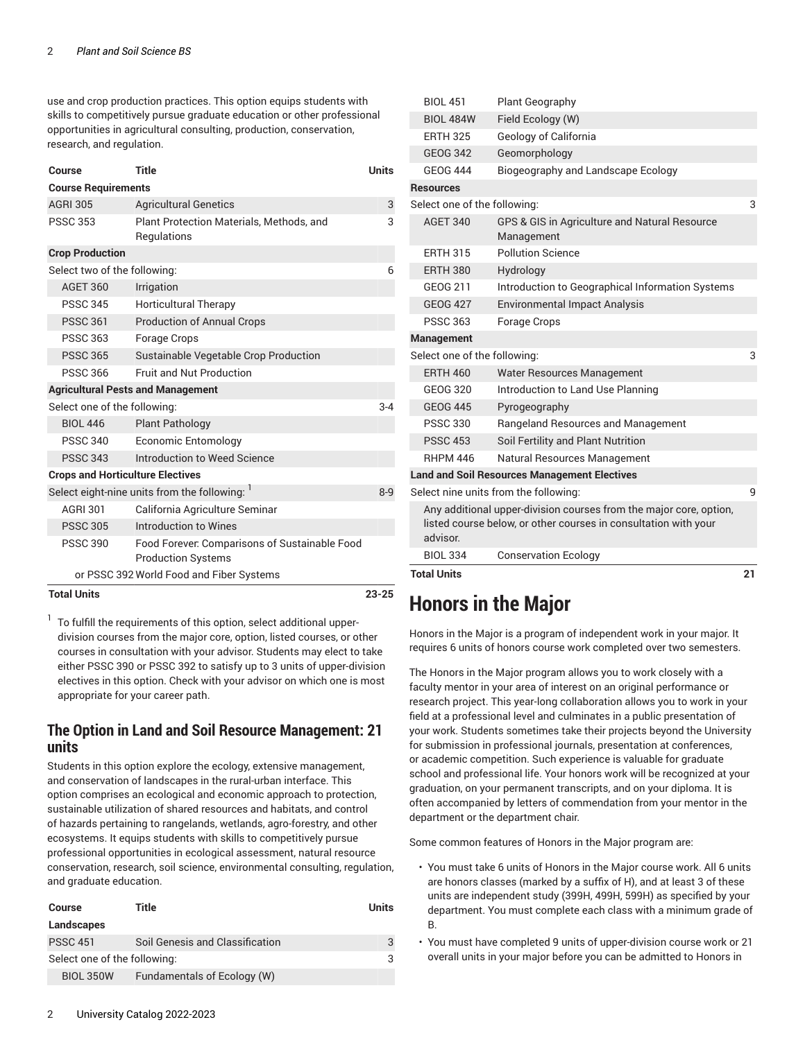use and crop production practices. This option equips students with skills to competitively pursue graduate education or other professional opportunities in agricultural consulting, production, conservation, research, and regulation.

| Course | Title | Units |
|---|---|---|
| **Course Requirements** | | |
| AGRI 305 | Agricultural Genetics | 3 |
| PSSC 353 | Plant Protection Materials, Methods, and Regulations | 3 |
| **Crop Production** | | |
| Select two of the following: | | 6 |
| AGET 360 | Irrigation | |
| PSSC 345 | Horticultural Therapy | |
| PSSC 361 | Production of Annual Crops | |
| PSSC 363 | Forage Crops | |
| PSSC 365 | Sustainable Vegetable Crop Production | |
| PSSC 366 | Fruit and Nut Production | |
| **Agricultural Pests and Management** | | |
| Select one of the following: | | 3-4 |
| BIOL 446 | Plant Pathology | |
| PSSC 340 | Economic Entomology | |
| PSSC 343 | Introduction to Weed Science | |
| **Crops and Horticulture Electives** | | |
| Select eight-nine units from the following: [1] | | 8-9 |
| AGRI 301 | California Agriculture Seminar | |
| PSSC 305 | Introduction to Wines | |
| PSSC 390 | Food Forever: Comparisons of Sustainable Food Production Systems | |
| or PSSC 392 | World Food and Fiber Systems | |
| **Total Units** | | **23-25** |

[1] To fulfill the requirements of this option, select additional upper-division courses from the major core, option, listed courses, or other courses in consultation with your advisor. Students may elect to take either PSSC 390 or PSSC 392 to satisfy up to 3 units of upper-division electives in this option. Check with your advisor on which one is most appropriate for your career path.

## The Option in Land and Soil Resource Management: 21 units

Students in this option explore the ecology, extensive management, and conservation of landscapes in the rural-urban interface. This option comprises an ecological and economic approach to protection, sustainable utilization of shared resources and habitats, and control of hazards pertaining to rangelands, wetlands, agro-forestry, and other ecosystems. It equips students with skills to competitively pursue professional opportunities in ecological assessment, natural resource conservation, research, soil science, environmental consulting, regulation, and graduate education.

| Course | Title | Units |
|---|---|---|
| **Landscapes** | | |
| PSSC 451 | Soil Genesis and Classification | 3 |
| Select one of the following: | | 3 |
| BIOL 350W | Fundamentals of Ecology (W) | |
| BIOL 451 | Plant Geography | |
| BIOL 484W | Field Ecology (W) | |
| ERTH 325 | Geology of California | |
| GEOG 342 | Geomorphology | |
| GEOG 444 | Biogeography and Landscape Ecology | |
| **Resources** | | |
| Select one of the following: | | 3 |
| AGET 340 | GPS & GIS in Agriculture and Natural Resource Management | |
| ERTH 315 | Pollution Science | |
| ERTH 380 | Hydrology | |
| GEOG 211 | Introduction to Geographical Information Systems | |
| GEOG 427 | Environmental Impact Analysis | |
| PSSC 363 | Forage Crops | |
| **Management** | | |
| Select one of the following: | | 3 |
| ERTH 460 | Water Resources Management | |
| GEOG 320 | Introduction to Land Use Planning | |
| GEOG 445 | Pyrogeography | |
| PSSC 330 | Rangeland Resources and Management | |
| PSSC 453 | Soil Fertility and Plant Nutrition | |
| RHPM 446 | Natural Resources Management | |
| **Land and Soil Resources Management Electives** | | |
| Select nine units from the following: | | 9 |
| Any additional upper-division courses from the major core, option, listed course below, or other courses in consultation with your advisor. | | |
| BIOL 334 | Conservation Ecology | |
| **Total Units** | | **21** |

# Honors in the Major

Honors in the Major is a program of independent work in your major. It requires 6 units of honors course work completed over two semesters.

The Honors in the Major program allows you to work closely with a faculty mentor in your area of interest on an original performance or research project. This year-long collaboration allows you to work in your field at a professional level and culminates in a public presentation of your work. Students sometimes take their projects beyond the University for submission in professional journals, presentation at conferences, or academic competition. Such experience is valuable for graduate school and professional life. Your honors work will be recognized at your graduation, on your permanent transcripts, and on your diploma. It is often accompanied by letters of commendation from your mentor in the department or the department chair.

Some common features of Honors in the Major program are:

- You must take 6 units of Honors in the Major course work. All 6 units are honors classes (marked by a suffix of H), and at least 3 of these units are independent study (399H, 499H, 599H) as specified by your department. You must complete each class with a minimum grade of B.
- You must have completed 9 units of upper-division course work or 21 overall units in your major before you can be admitted to Honors in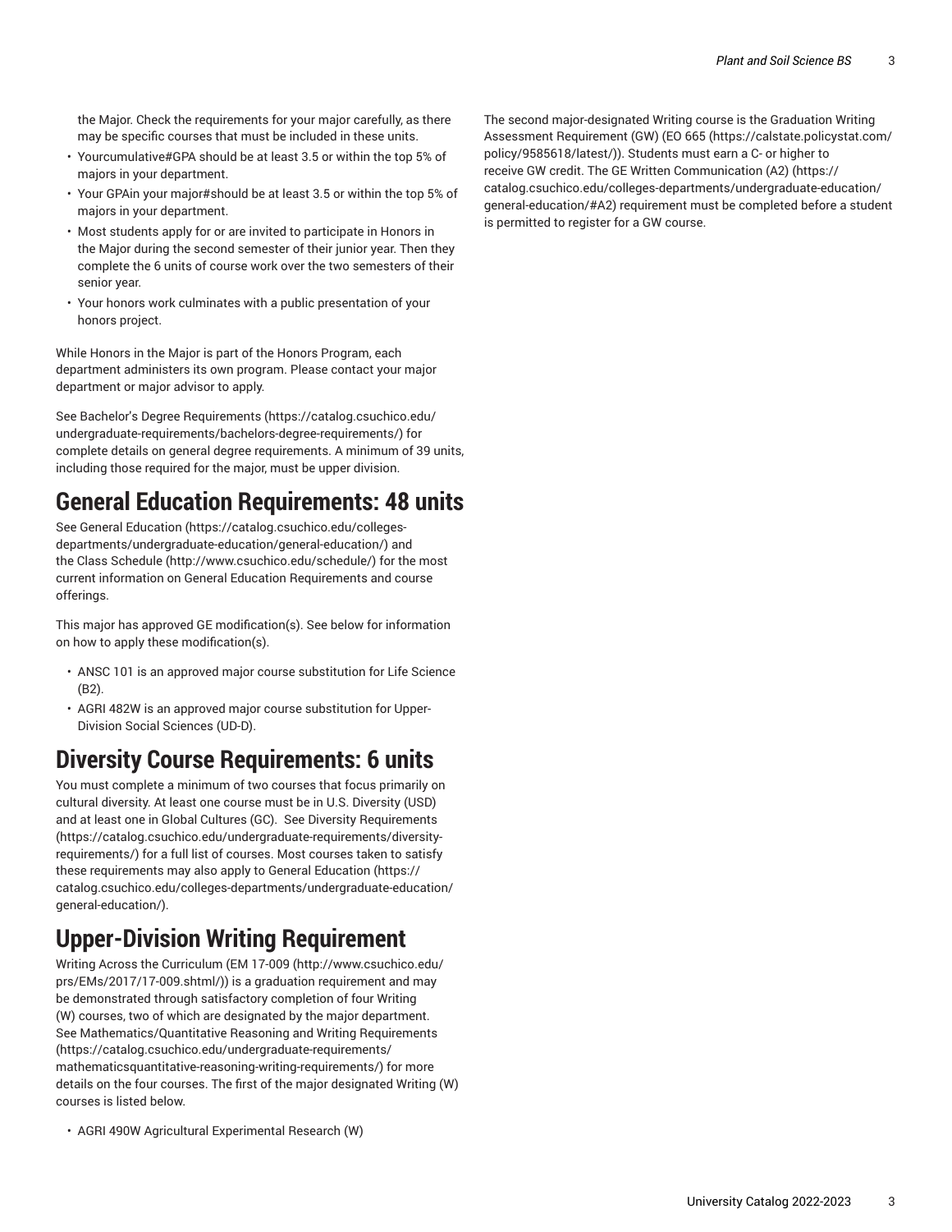the Major. Check the requirements for your major carefully, as there may be specific courses that must be included in these units.

- Yourcumulative#GPA should be at least 3.5 or within the top 5% of majors in your department.
- Your GPAin your major#should be at least 3.5 or within the top 5% of majors in your department.
- Most students apply for or are invited to participate in Honors in the Major during the second semester of their junior year. Then they complete the 6 units of course work over the two semesters of their senior year.
- Your honors work culminates with a public presentation of your honors project.

While Honors in the Major is part of the Honors Program, each department administers its own program. Please contact your major department or major advisor to apply.

See Bachelor's Degree Requirements (https://catalog.csuchico.edu/undergraduate-requirements/bachelors-degree-requirements/) for complete details on general degree requirements. A minimum of 39 units, including those required for the major, must be upper division.

# General Education Requirements: 48 units

See General Education (https://catalog.csuchico.edu/colleges-departments/undergraduate-education/general-education/) and the Class Schedule (http://www.csuchico.edu/schedule/) for the most current information on General Education Requirements and course offerings.

This major has approved GE modification(s). See below for information on how to apply these modification(s).

- ANSC 101 is an approved major course substitution for Life Science (B2).
- AGRI 482W is an approved major course substitution for Upper-Division Social Sciences (UD-D).

# Diversity Course Requirements: 6 units

You must complete a minimum of two courses that focus primarily on cultural diversity. At least one course must be in U.S. Diversity (USD) and at least one in Global Cultures (GC). See Diversity Requirements (https://catalog.csuchico.edu/undergraduate-requirements/diversity-requirements/) for a full list of courses. Most courses taken to satisfy these requirements may also apply to General Education (https://catalog.csuchico.edu/colleges-departments/undergraduate-education/general-education/).

# Upper-Division Writing Requirement

Writing Across the Curriculum (EM 17-009 (http://www.csuchico.edu/prs/EMs/2017/17-009.shtml/)) is a graduation requirement and may be demonstrated through satisfactory completion of four Writing (W) courses, two of which are designated by the major department. See Mathematics/Quantitative Reasoning and Writing Requirements (https://catalog.csuchico.edu/undergraduate-requirements/mathematicsquantitative-reasoning-writing-requirements/) for more details on the four courses. The first of the major designated Writing (W) courses is listed below.

- AGRI 490W Agricultural Experimental Research (W)

The second major-designated Writing course is the Graduation Writing Assessment Requirement (GW) (EO 665 (https://calstate.policystat.com/policy/9585618/latest/)). Students must earn a C- or higher to receive GW credit. The GE Written Communication (A2) (https://catalog.csuchico.edu/colleges-departments/undergraduate-education/general-education/#A2) requirement must be completed before a student is permitted to register for a GW course.